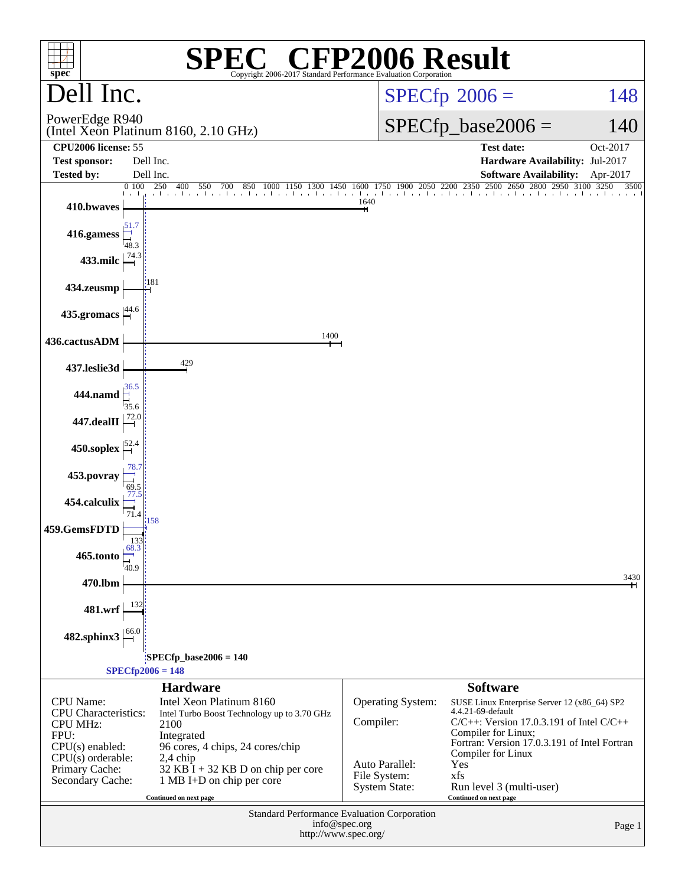# SPEC® CFP2006 Result

Copyright 2006-2017 Standard Performance Evaluation Corporation

## Dell Inc.

PowerEdge R940
(Intel Xeon Platinum 8160, 2.10 GHz)

SPECfp® 2006 = 148

SPECfp_base2006 = 140

| | | | |
|---|---|---|---|
| **CPU2006 license:** 55 | | **Test date:** | Oct-2017 |
| **Test sponsor:** | Dell Inc. | **Hardware Availability:** | Jul-2017 |
| **Tested by:** | Dell Inc. | **Software Availability:** | Apr-2017 |

| Benchmark | Peak | Base |
|---|---|---|
| 410.bwaves | | 1640 |
| 416.gamess | 51.7 | 48.3 |
| 433.milc | | 74.3 |
| 434.zeusmp | | 181 |
| 435.gromacs | | 44.6 |
| 436.cactusADM | | 1400 |
| 437.leslie3d | | 429 |
| 444.namd | 36.5 | 35.6 |
| 447.dealII | | 72.0 |
| 450.soplex | | 52.4 |
| 453.povray | 78.7 | 69.5 |
| 454.calculix | 77.5 | 71.4 |
| 459.GemsFDTD | 158 | 133 |
| 465.tonto | 68.3 | 40.9 |
| 470.lbm | | 3430 |
| 481.wrf | | 132 |
| 482.sphinx3 | | 66.0 |

SPECfp_base2006 = 140

SPECfp2006 = 148

### Hardware

| | |
|---|---|
| CPU Name: | Intel Xeon Platinum 8160 |
| CPU Characteristics: | Intel Turbo Boost Technology up to 3.70 GHz |
| CPU MHz: | 2100 |
| FPU: | Integrated |
| CPU(s) enabled: | 96 cores, 4 chips, 24 cores/chip |
| CPU(s) orderable: | 2,4 chip |
| Primary Cache: | 32 KB I + 32 KB D on chip per core |
| Secondary Cache: | 1 MB I+D on chip per core |

Continued on next page

### Software

| | |
|---|---|
| Operating System: | SUSE Linux Enterprise Server 12 (x86_64) SP2 4.4.21-69-default |
| Compiler: | C/C++: Version 17.0.3.191 of Intel C/C++ Compiler for Linux; Fortran: Version 17.0.3.191 of Intel Fortran Compiler for Linux |
| Auto Parallel: | Yes |
| File System: | xfs |
| System State: | Run level 3 (multi-user) |

Continued on next page

Standard Performance Evaluation Corporation
info@spec.org
http://www.spec.org/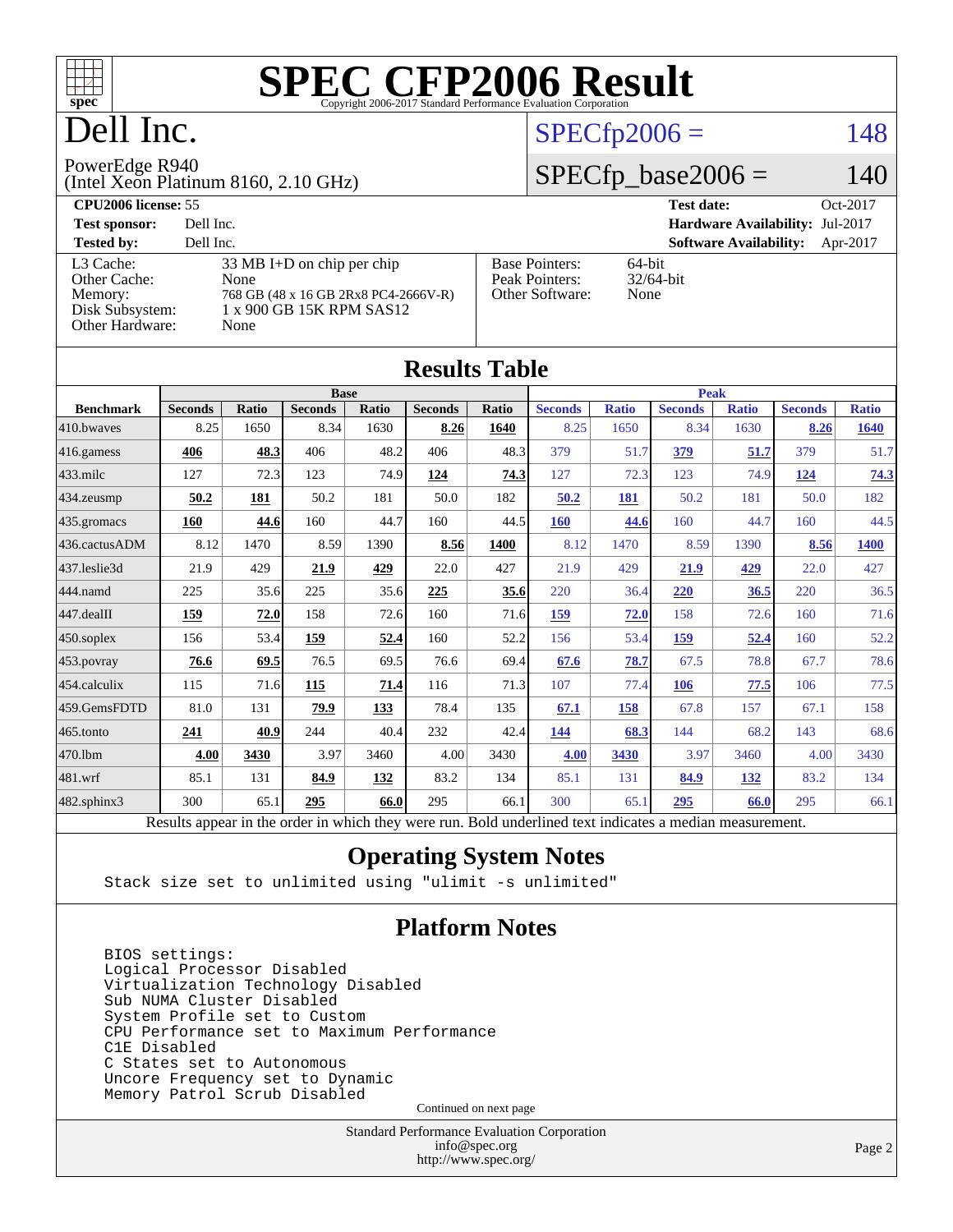# SPEC CFP2006 Result

Copyright 2006-2017 Standard Performance Evaluation Corporation

# Dell Inc.

PowerEdge R940
(Intel Xeon Platinum 8160, 2.10 GHz)

SPECfp2006 = 148

SPECfp_base2006 = 140

| | | | |
|---|---|---|---|
| **CPU2006 license:** 55 | | **Test date:** | Oct-2017 |
| **Test sponsor:** | Dell Inc. | **Hardware Availability:** | Jul-2017 |
| **Tested by:** | Dell Inc. | **Software Availability:** | Apr-2017 |

| | |
|---|---|
| L3 Cache: | 33 MB I+D on chip per chip |
| Other Cache: | None |
| Memory: | 768 GB (48 x 16 GB 2Rx8 PC4-2666V-R) |
| Disk Subsystem: | 1 x 900 GB 15K RPM SAS12 |
| Other Hardware: | None |

| | |
|---|---|
| Base Pointers: | 64-bit |
| Peak Pointers: | 32/64-bit |
| Other Software: | None |

## Results Table

| | Base | | | | | | Peak | | | | | |
|---|---|---|---|---|---|---|---|---|---|---|---|---|
| **Benchmark** | **Seconds** | **Ratio** | **Seconds** | **Ratio** | **Seconds** | **Ratio** | **Seconds** | **Ratio** | **Seconds** | **Ratio** | **Seconds** | **Ratio** |
| 410.bwaves | 8.25 | 1650 | 8.34 | 1630 | **8.26** | **1640** | 8.25 | 1650 | 8.34 | 1630 | **8.26** | **1640** |
| 416.gamess | **406** | **48.3** | 406 | 48.2 | 406 | 48.3 | 379 | 51.7 | **379** | **51.7** | 379 | 51.7 |
| 433.milc | 127 | 72.3 | 123 | 74.9 | **124** | **74.3** | 127 | 72.3 | 123 | 74.9 | **124** | **74.3** |
| 434.zeusmp | **50.2** | **181** | 50.2 | 181 | 50.0 | 182 | **50.2** | **181** | 50.2 | 181 | 50.0 | 182 |
| 435.gromacs | **160** | **44.6** | 160 | 44.7 | 160 | 44.5 | **160** | **44.6** | 160 | 44.7 | 160 | 44.5 |
| 436.cactusADM | 8.12 | 1470 | 8.59 | 1390 | **8.56** | **1400** | 8.12 | 1470 | 8.59 | 1390 | **8.56** | **1400** |
| 437.leslie3d | 21.9 | 429 | **21.9** | **429** | 22.0 | 427 | 21.9 | 429 | **21.9** | **429** | 22.0 | 427 |
| 444.namd | 225 | 35.6 | 225 | 35.6 | **225** | **35.6** | 220 | 36.4 | **220** | **36.5** | 220 | 36.5 |
| 447.dealII | **159** | **72.0** | 158 | 72.6 | 160 | 71.6 | **159** | **72.0** | 158 | 72.6 | 160 | 71.6 |
| 450.soplex | 156 | 53.4 | **159** | **52.4** | 160 | 52.2 | 156 | 53.4 | **159** | **52.4** | 160 | 52.2 |
| 453.povray | **76.6** | **69.5** | 76.5 | 69.5 | 76.6 | 69.4 | **67.6** | **78.7** | 67.5 | 78.8 | 67.7 | 78.6 |
| 454.calculix | 115 | 71.6 | **115** | **71.4** | 116 | 71.3 | 107 | 77.4 | **106** | **77.5** | 106 | 77.5 |
| 459.GemsFDTD | 81.0 | 131 | **79.9** | **133** | 78.4 | 135 | **67.1** | **158** | 67.8 | 157 | 67.1 | 158 |
| 465.tonto | **241** | **40.9** | 244 | 40.4 | 232 | 42.4 | **144** | **68.3** | 144 | 68.2 | 143 | 68.6 |
| 470.lbm | **4.00** | **3430** | 3.97 | 3460 | 4.00 | 3430 | **4.00** | **3430** | 3.97 | 3460 | 4.00 | 3430 |
| 481.wrf | 85.1 | 131 | **84.9** | **132** | 83.2 | 134 | 85.1 | 131 | **84.9** | **132** | 83.2 | 134 |
| 482.sphinx3 | 300 | 65.1 | **295** | **66.0** | 295 | 66.1 | 300 | 65.1 | **295** | **66.0** | 295 | 66.1 |

Results appear in the order in which they were run. Bold underlined text indicates a median measurement.

## Operating System Notes

```
Stack size set to unlimited using "ulimit -s unlimited"
```

## Platform Notes

```
BIOS settings:
Logical Processor Disabled
Virtualization Technology Disabled
Sub NUMA Cluster Disabled
System Profile set to Custom
CPU Performance set to Maximum Performance
C1E Disabled
C States set to Autonomous
Uncore Frequency set to Dynamic
Memory Patrol Scrub Disabled
```

Continued on next page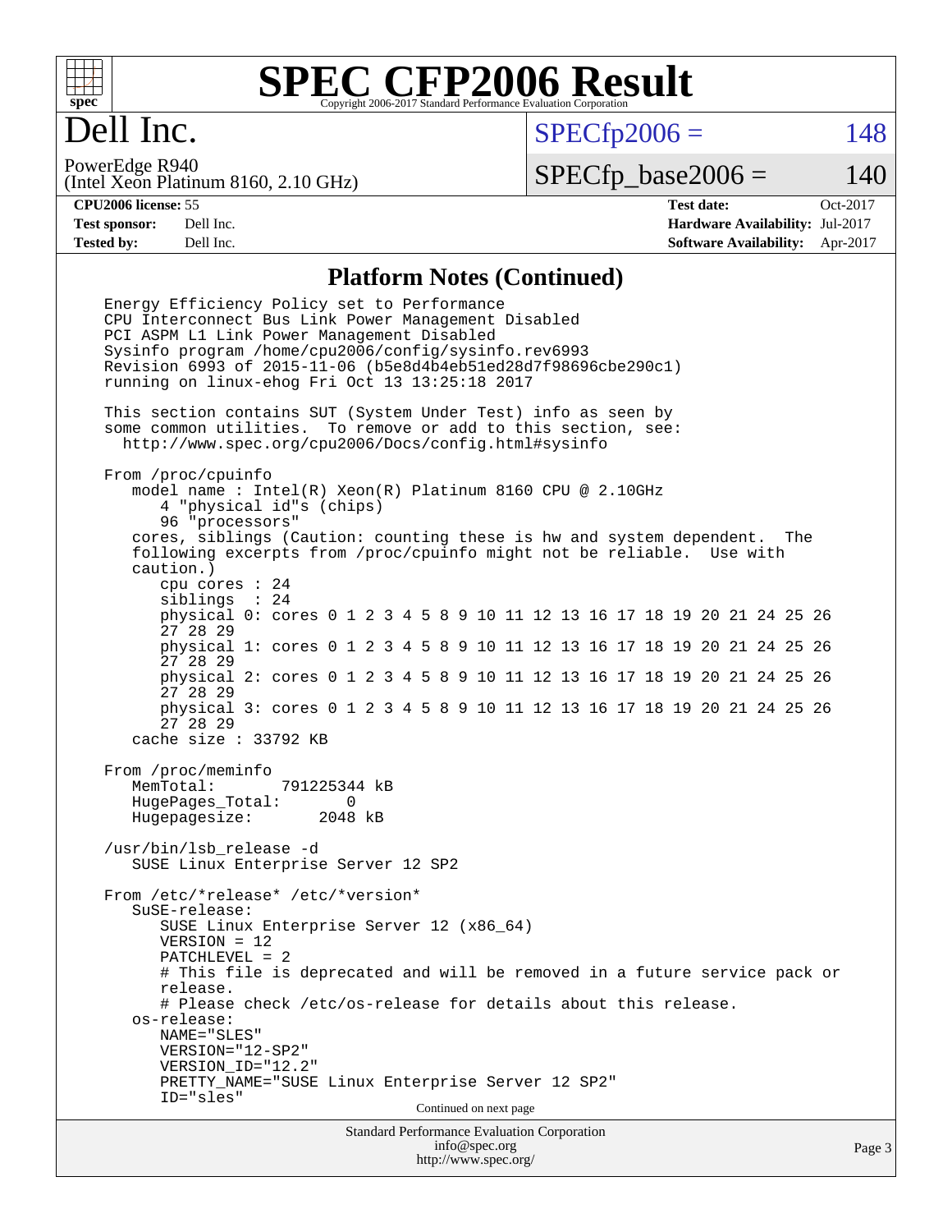# Dell Inc.

PowerEdge R940
(Intel Xeon Platinum 8160, 2.10 GHz)

SPECfp2006 = 148

SPECfp_base2006 = 140

| | | | |
|---|---|---|---|
| **CPU2006 license:** 55 | | **Test date:** | Oct-2017 |
| **Test sponsor:** | Dell Inc. | **Hardware Availability:** | Jul-2017 |
| **Tested by:** | Dell Inc. | **Software Availability:** | Apr-2017 |

## Platform Notes (Continued)

```
Energy Efficiency Policy set to Performance
CPU Interconnect Bus Link Power Management Disabled
PCI ASPM L1 Link Power Management Disabled
Sysinfo program /home/cpu2006/config/sysinfo.rev6993
Revision 6993 of 2015-11-06 (b5e8d4b4eb51ed28d7f98696cbe290c1)
running on linux-ehog Fri Oct 13 13:25:18 2017

This section contains SUT (System Under Test) info as seen by
some common utilities.  To remove or add to this section, see:
  http://www.spec.org/cpu2006/Docs/config.html#sysinfo

From /proc/cpuinfo
   model name : Intel(R) Xeon(R) Platinum 8160 CPU @ 2.10GHz
      4 "physical id"s (chips)
      96 "processors"
   cores, siblings (Caution: counting these is hw and system dependent.  The
   following excerpts from /proc/cpuinfo might not be reliable.  Use with
   caution.)
      cpu cores : 24
      siblings  : 24
      physical 0: cores 0 1 2 3 4 5 8 9 10 11 12 13 16 17 18 19 20 21 24 25 26
      27 28 29
      physical 1: cores 0 1 2 3 4 5 8 9 10 11 12 13 16 17 18 19 20 21 24 25 26
      27 28 29
      physical 2: cores 0 1 2 3 4 5 8 9 10 11 12 13 16 17 18 19 20 21 24 25 26
      27 28 29
      physical 3: cores 0 1 2 3 4 5 8 9 10 11 12 13 16 17 18 19 20 21 24 25 26
      27 28 29
   cache size : 33792 KB

From /proc/meminfo
   MemTotal:       791225344 kB
   HugePages_Total:       0
   Hugepagesize:       2048 kB

/usr/bin/lsb_release -d
   SUSE Linux Enterprise Server 12 SP2

From /etc/*release* /etc/*version*
   SuSE-release:
      SUSE Linux Enterprise Server 12 (x86_64)
      VERSION = 12
      PATCHLEVEL = 2
      # This file is deprecated and will be removed in a future service pack or
      release.
      # Please check /etc/os-release for details about this release.
   os-release:
      NAME="SLES"
      VERSION="12-SP2"
      VERSION_ID="12.2"
      PRETTY_NAME="SUSE Linux Enterprise Server 12 SP2"
      ID="sles"
```

Continued on next page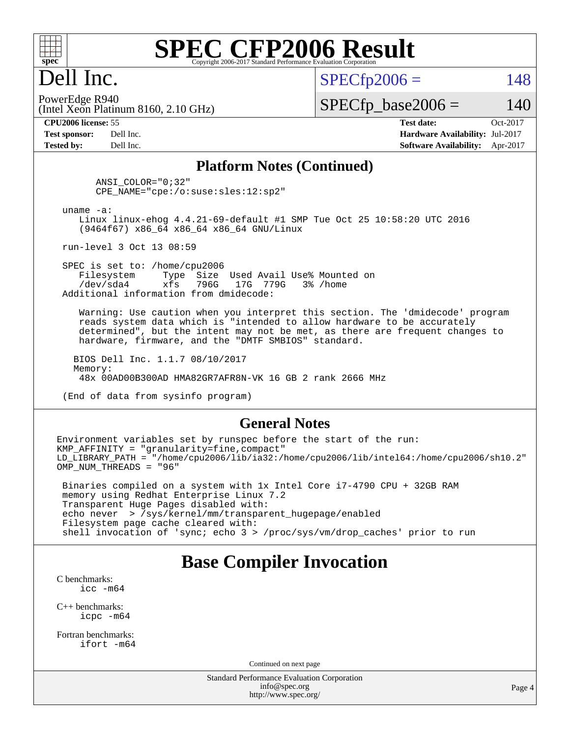# SPEC CFP2006 Result

Copyright 2006-2017 Standard Performance Evaluation Corporation

## Dell Inc.

PowerEdge R940
(Intel Xeon Platinum 8160, 2.10 GHz)

SPECfp2006 = 148

SPECfp_base2006 = 140

**CPU2006 license:** 55 | **Test date:** Oct-2017
**Test sponsor:** Dell Inc. | **Hardware Availability:** Jul-2017
**Tested by:** Dell Inc. | **Software Availability:** Apr-2017

### Platform Notes (Continued)

```
       ANSI_COLOR="0;32"
       CPE_NAME="cpe:/o:suse:sles:12:sp2"

 uname -a:
    Linux linux-ehog 4.4.21-69-default #1 SMP Tue Oct 25 10:58:20 UTC 2016
    (9464f67) x86_64 x86_64 x86_64 GNU/Linux

 run-level 3 Oct 13 08:59

 SPEC is set to: /home/cpu2006
    Filesystem     Type  Size  Used Avail Use% Mounted on
    /dev/sda4      xfs   796G   17G  779G   3% /home
 Additional information from dmidecode:

    Warning: Use caution when you interpret this section. The 'dmidecode' program
    reads system data which is "intended to allow hardware to be accurately
    determined", but the intent may not be met, as there are frequent changes to
    hardware, firmware, and the "DMTF SMBIOS" standard.

   BIOS Dell Inc. 1.1.7 08/10/2017
   Memory:
    48x 00AD00B300AD HMA82GR7AFR8N-VK 16 GB 2 rank 2666 MHz

 (End of data from sysinfo program)
```

### General Notes

```
Environment variables set by runspec before the start of the run:
KMP_AFFINITY = "granularity=fine,compact"
LD_LIBRARY_PATH = "/home/cpu2006/lib/ia32:/home/cpu2006/lib/intel64:/home/cpu2006/sh10.2"
OMP_NUM_THREADS = "96"

 Binaries compiled on a system with 1x Intel Core i7-4790 CPU + 32GB RAM
 memory using Redhat Enterprise Linux 7.2
 Transparent Huge Pages disabled with:
 echo never  > /sys/kernel/mm/transparent_hugepage/enabled
 Filesystem page cache cleared with:
 shell invocation of 'sync; echo 3 > /proc/sys/vm/drop_caches' prior to run
```

## Base Compiler Invocation

C benchmarks:
```
icc -m64
```

C++ benchmarks:
```
icpc -m64
```

Fortran benchmarks:
```
ifort -m64
```

Continued on next page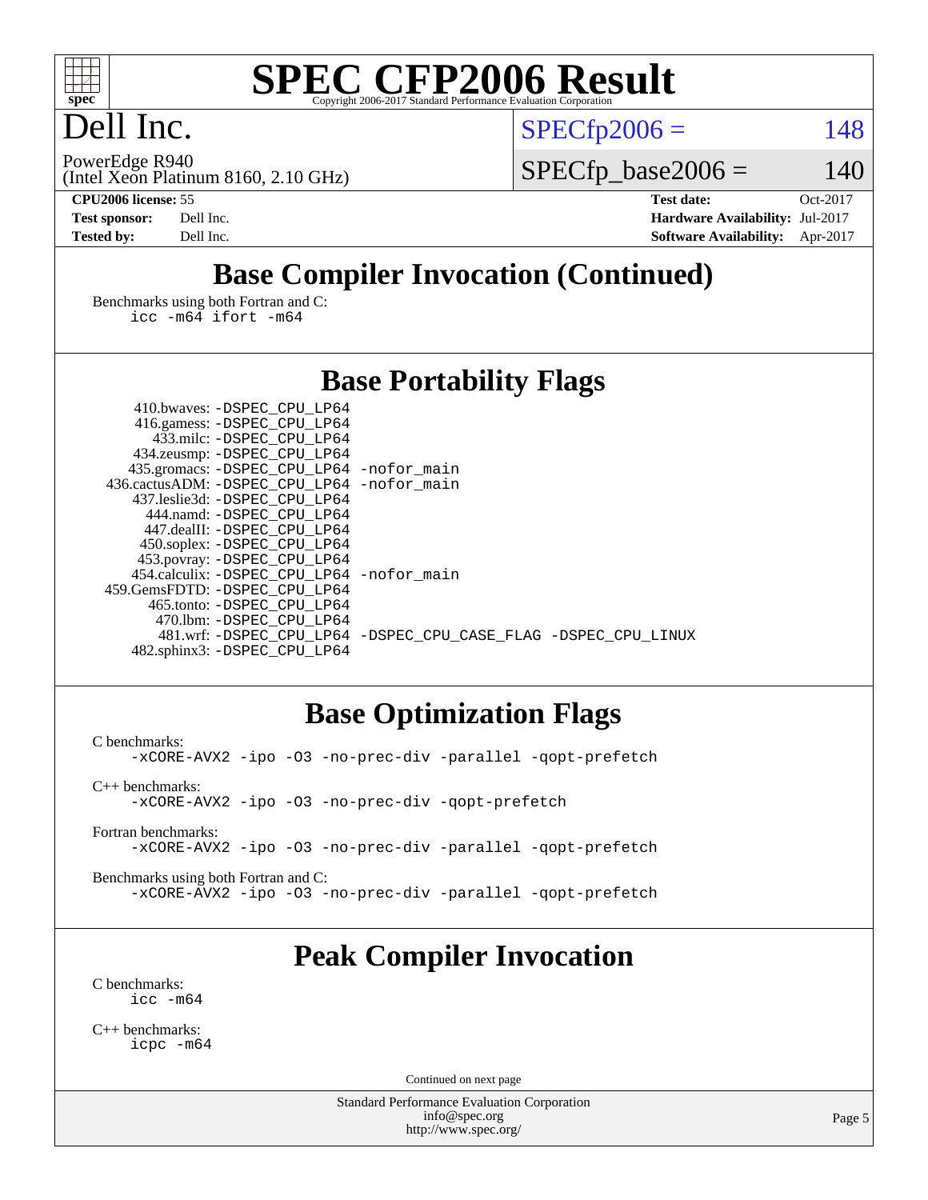# SPEC CFP2006 Result

Copyright 2006-2017 Standard Performance Evaluation Corporation

# Dell Inc.

PowerEdge R940
(Intel Xeon Platinum 8160, 2.10 GHz)

SPECfp2006 = 148

SPECfp_base2006 = 140

| | | | |
|---|---|---|---|
| **CPU2006 license:** | 55 | **Test date:** | Oct-2017 |
| **Test sponsor:** | Dell Inc. | **Hardware Availability:** | Jul-2017 |
| **Tested by:** | Dell Inc. | **Software Availability:** | Apr-2017 |

## Base Compiler Invocation (Continued)

Benchmarks using both Fortran and C:
```
icc -m64 ifort -m64
```

## Base Portability Flags

```
    410.bwaves: -DSPEC_CPU_LP64
    416.gamess: -DSPEC_CPU_LP64
      433.milc: -DSPEC_CPU_LP64
    434.zeusmp: -DSPEC_CPU_LP64
   435.gromacs: -DSPEC_CPU_LP64 -nofor_main
436.cactusADM: -DSPEC_CPU_LP64 -nofor_main
   437.leslie3d: -DSPEC_CPU_LP64
     444.namd: -DSPEC_CPU_LP64
    447.dealII: -DSPEC_CPU_LP64
    450.soplex: -DSPEC_CPU_LP64
    453.povray: -DSPEC_CPU_LP64
  454.calculix: -DSPEC_CPU_LP64 -nofor_main
 459.GemsFDTD: -DSPEC_CPU_LP64
     465.tonto: -DSPEC_CPU_LP64
       470.lbm: -DSPEC_CPU_LP64
       481.wrf: -DSPEC_CPU_LP64 -DSPEC_CPU_CASE_FLAG -DSPEC_CPU_LINUX
   482.sphinx3: -DSPEC_CPU_LP64
```

## Base Optimization Flags

C benchmarks:
```
-xCORE-AVX2 -ipo -O3 -no-prec-div -parallel -qopt-prefetch
```

C++ benchmarks:
```
-xCORE-AVX2 -ipo -O3 -no-prec-div -qopt-prefetch
```

Fortran benchmarks:
```
-xCORE-AVX2 -ipo -O3 -no-prec-div -parallel -qopt-prefetch
```

Benchmarks using both Fortran and C:
```
-xCORE-AVX2 -ipo -O3 -no-prec-div -parallel -qopt-prefetch
```

## Peak Compiler Invocation

C benchmarks:
```
icc -m64
```

C++ benchmarks:
```
icpc -m64
```

Continued on next page

Standard Performance Evaluation Corporation
info@spec.org
http://www.spec.org/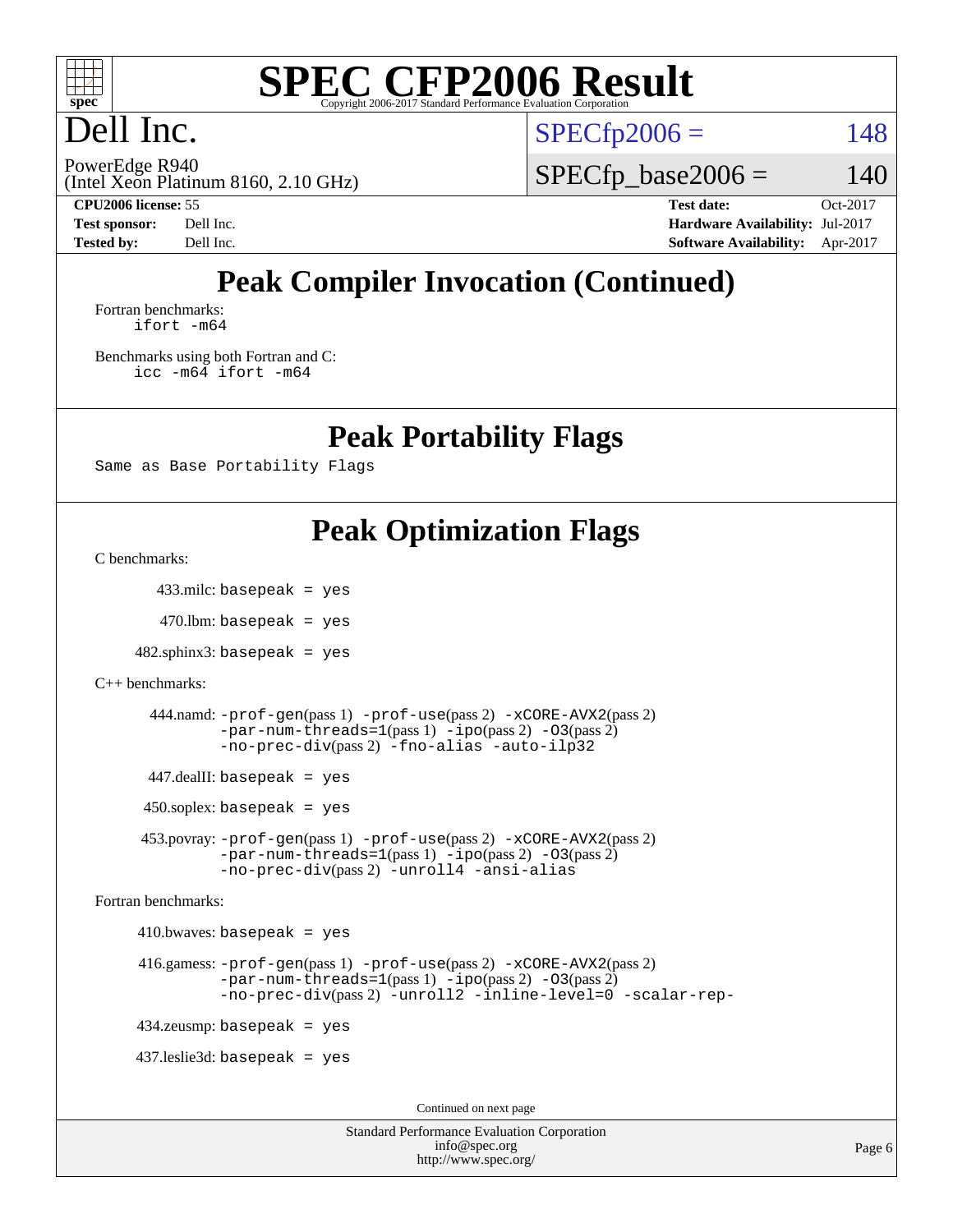# SPEC CFP2006 Result

Copyright 2006-2017 Standard Performance Evaluation Corporation

# Dell Inc.

PowerEdge R940
(Intel Xeon Platinum 8160, 2.10 GHz)

SPECfp2006 = 148

SPECfp_base2006 = 140

**CPU2006 license:** 55
**Test sponsor:** Dell Inc.
**Tested by:** Dell Inc.

**Test date:** Oct-2017
**Hardware Availability:** Jul-2017
**Software Availability:** Apr-2017

## Peak Compiler Invocation (Continued)

Fortran benchmarks:
```
ifort -m64
```

Benchmarks using both Fortran and C:
```
icc -m64 ifort -m64
```

## Peak Portability Flags

```
Same as Base Portability Flags
```

## Peak Optimization Flags

C benchmarks:

433.milc: `basepeak = yes`

470.lbm: `basepeak = yes`

482.sphinx3: `basepeak = yes`

C++ benchmarks:

444.namd: `-prof-gen`(pass 1) `-prof-use`(pass 2) `-xCORE-AVX2`(pass 2) `-par-num-threads=1`(pass 1) `-ipo`(pass 2) `-O3`(pass 2) `-no-prec-div`(pass 2) `-fno-alias -auto-ilp32`

447.dealII: `basepeak = yes`

450.soplex: `basepeak = yes`

453.povray: `-prof-gen`(pass 1) `-prof-use`(pass 2) `-xCORE-AVX2`(pass 2) `-par-num-threads=1`(pass 1) `-ipo`(pass 2) `-O3`(pass 2) `-no-prec-div`(pass 2) `-unroll4 -ansi-alias`

Fortran benchmarks:

410.bwaves: `basepeak = yes`

416.gamess: `-prof-gen`(pass 1) `-prof-use`(pass 2) `-xCORE-AVX2`(pass 2) `-par-num-threads=1`(pass 1) `-ipo`(pass 2) `-O3`(pass 2) `-no-prec-div`(pass 2) `-unroll2 -inline-level=0 -scalar-rep-`

434.zeusmp: `basepeak = yes`

437.leslie3d: `basepeak = yes`

Continued on next page

Standard Performance Evaluation Corporation
info@spec.org
http://www.spec.org/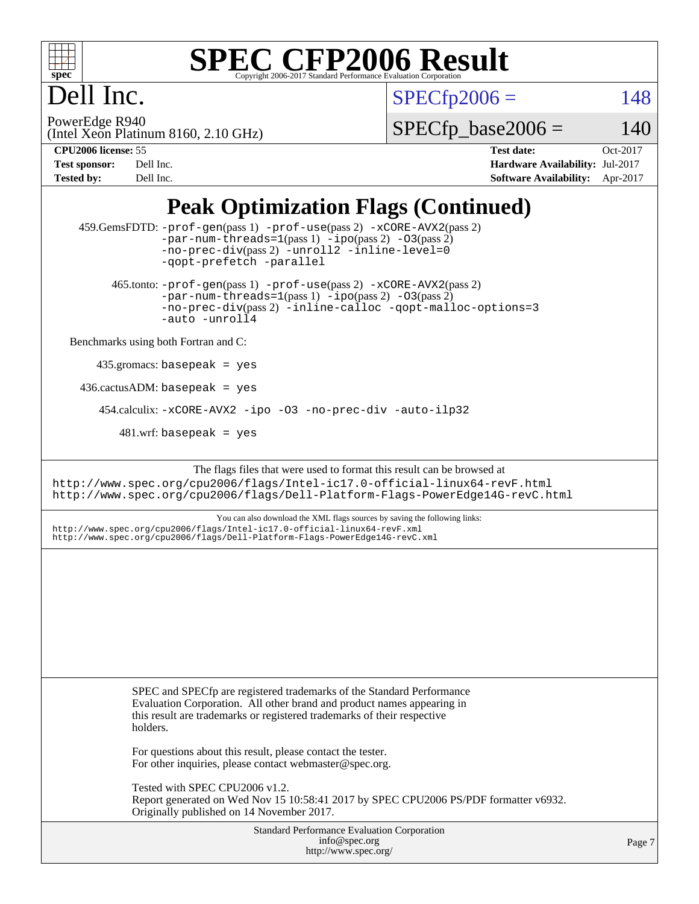# SPEC CFP2006 Result

Copyright 2006-2017 Standard Performance Evaluation Corporation

# Dell Inc.

PowerEdge R940
(Intel Xeon Platinum 8160, 2.10 GHz)

SPECfp2006 = 148

SPECfp_base2006 = 140

| | | | |
|---|---|---|---|
| **CPU2006 license:** 55 | | **Test date:** | Oct-2017 |
| **Test sponsor:** | Dell Inc. | **Hardware Availability:** | Jul-2017 |
| **Tested by:** | Dell Inc. | **Software Availability:** | Apr-2017 |

## Peak Optimization Flags (Continued)

459.GemsFDTD: -prof-gen(pass 1) -prof-use(pass 2) -xCORE-AVX2(pass 2) -par-num-threads=1(pass 1) -ipo(pass 2) -O3(pass 2) -no-prec-div(pass 2) -unroll2 -inline-level=0 -qopt-prefetch -parallel

465.tonto: -prof-gen(pass 1) -prof-use(pass 2) -xCORE-AVX2(pass 2) -par-num-threads=1(pass 1) -ipo(pass 2) -O3(pass 2) -no-prec-div(pass 2) -inline-calloc -qopt-malloc-options=3 -auto -unroll4

Benchmarks using both Fortran and C:

435.gromacs: basepeak = yes

436.cactusADM: basepeak = yes

454.calculix: -xCORE-AVX2 -ipo -O3 -no-prec-div -auto-ilp32

481.wrf: basepeak = yes

The flags files that were used to format this result can be browsed at
http://www.spec.org/cpu2006/flags/Intel-ic17.0-official-linux64-revF.html
http://www.spec.org/cpu2006/flags/Dell-Platform-Flags-PowerEdge14G-revC.html

You can also download the XML flags sources by saving the following links:
http://www.spec.org/cpu2006/flags/Intel-ic17.0-official-linux64-revF.xml
http://www.spec.org/cpu2006/flags/Dell-Platform-Flags-PowerEdge14G-revC.xml

SPEC and SPECfp are registered trademarks of the Standard Performance Evaluation Corporation. All other brand and product names appearing in this result are trademarks or registered trademarks of their respective holders.

For questions about this result, please contact the tester.
For other inquiries, please contact webmaster@spec.org.

Tested with SPEC CPU2006 v1.2.
Report generated on Wed Nov 15 10:58:41 2017 by SPEC CPU2006 PS/PDF formatter v6932.
Originally published on 14 November 2017.

Standard Performance Evaluation Corporation
info@spec.org
http://www.spec.org/